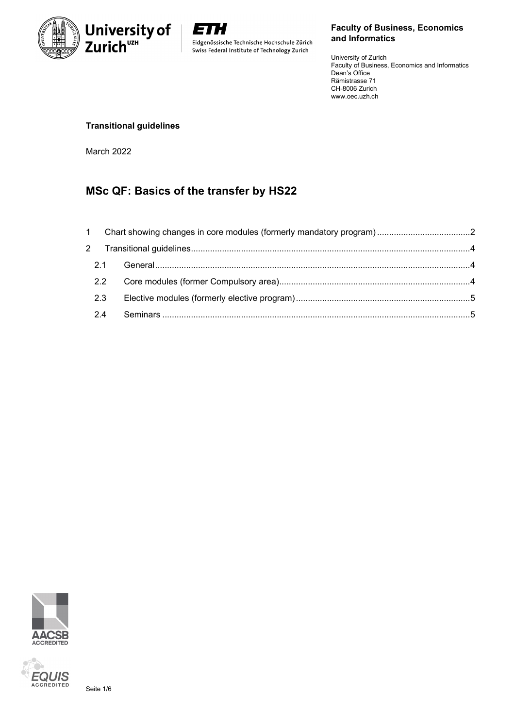**Faculty of Business, Economics and Informatics**

University of Zurich
Faculty of Business, Economics and Informatics
Dean's Office
Rämistrasse 71
CH-8006 Zurich
www.oec.uzh.ch

**Transitional guidelines**

March 2022

# MSc QF: Basics of the transfer by HS22

1 Chart showing changes in core modules (formerly mandatory program) ....................................... 2

2 Transitional guidelines .................................................................................................................... 4

2.1 General .................................................................................................................................. 4

2.2 Core modules (former Compulsory area) ............................................................................... 4

2.3 Elective modules (formerly elective program) ........................................................................ 5

2.4 Seminars ................................................................................................................................ 5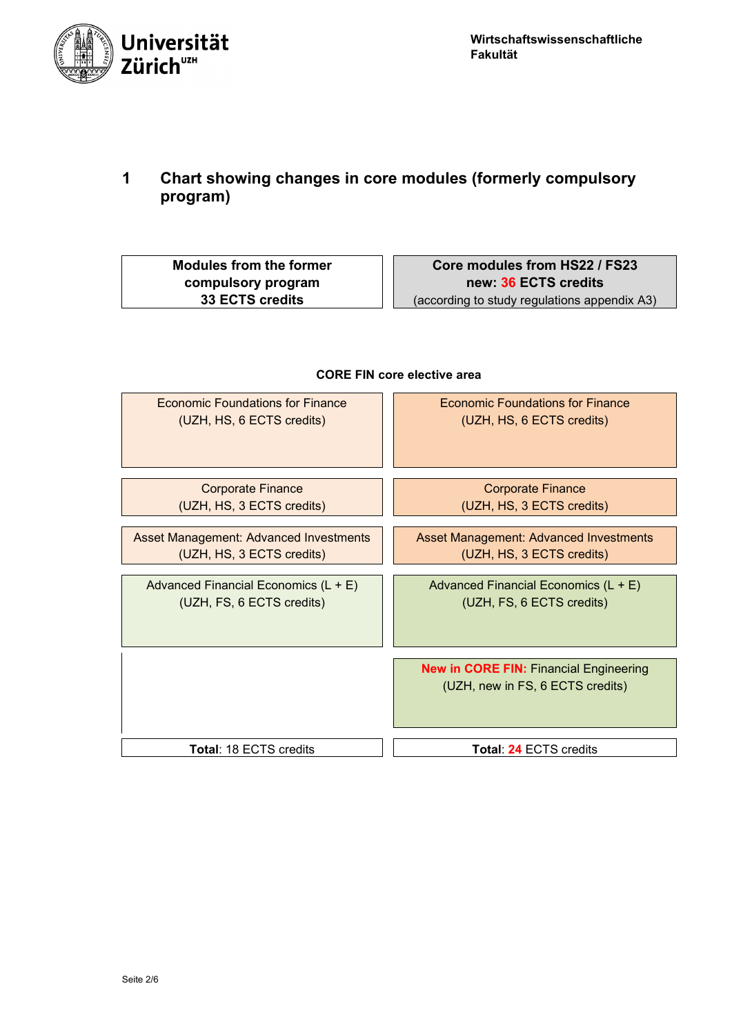## 1 Chart showing changes in core modules (formerly compulsory program)

| Modules from the former compulsory program<br>33 ECTS credits | Core modules from HS22 / FS23<br>new: 36 ECTS credits<br>(according to study regulations appendix A3) |
|---|---|

**CORE FIN core elective area**

| | |
|---|---|
| Economic Foundations for Finance<br>(UZH, HS, 6 ECTS credits) | Economic Foundations for Finance<br>(UZH, HS, 6 ECTS credits) |
| Corporate Finance<br>(UZH, HS, 3 ECTS credits) | Corporate Finance<br>(UZH, HS, 3 ECTS credits) |
| Asset Management: Advanced Investments<br>(UZH, HS, 3 ECTS credits) | Asset Management: Advanced Investments<br>(UZH, HS, 3 ECTS credits) |
| Advanced Financial Economics (L + E)<br>(UZH, FS, 6 ECTS credits) | Advanced Financial Economics (L + E)<br>(UZH, FS, 6 ECTS credits) |
| | **New in CORE FIN:** Financial Engineering<br>(UZH, new in FS, 6 ECTS credits) |
| **Total**: 18 ECTS credits | **Total**: **24** ECTS credits |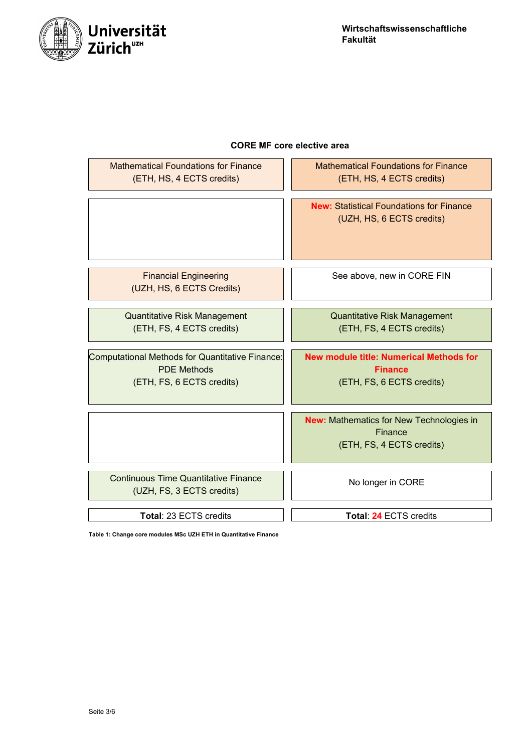**CORE MF core elective area**

| | |
|---|---|
| Mathematical Foundations for Finance (ETH, HS, 4 ECTS credits) | Mathematical Foundations for Finance (ETH, HS, 4 ECTS credits) |
| | **New:** Statistical Foundations for Finance (UZH, HS, 6 ECTS credits) |
| Financial Engineering (UZH, HS, 6 ECTS Credits) | See above, new in CORE FIN |
| Quantitative Risk Management (ETH, FS, 4 ECTS credits) | Quantitative Risk Management (ETH, FS, 4 ECTS credits) |
| Computational Methods for Quantitative Finance: PDE Methods (ETH, FS, 6 ECTS credits) | **New module title: Numerical Methods for Finance** (ETH, FS, 6 ECTS credits) |
| | **New:** Mathematics for New Technologies in Finance (ETH, FS, 4 ECTS credits) |
| Continuous Time Quantitative Finance (UZH, FS, 3 ECTS credits) | No longer in CORE |
| **Total**: 23 ECTS credits | **Total**: **24** ECTS credits |

**Table 1: Change core modules MSc UZH ETH in Quantitative Finance**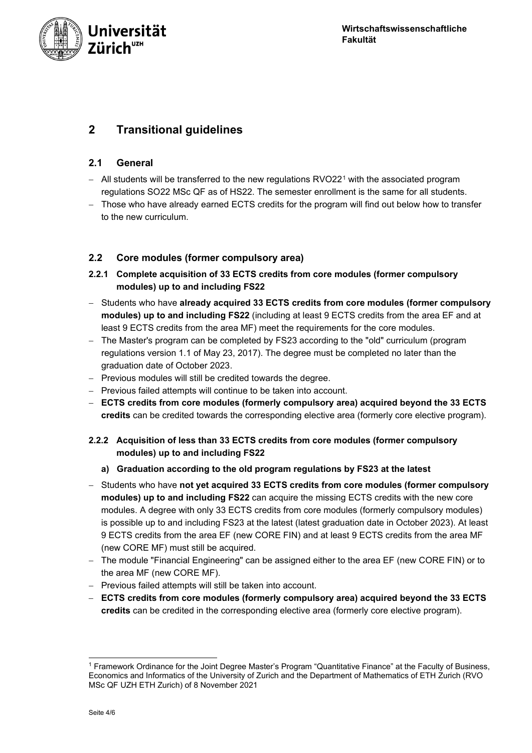# 2 Transitional guidelines

## 2.1 General

- All students will be transferred to the new regulations RVO22[1] with the associated program regulations SO22 MSc QF as of HS22. The semester enrollment is the same for all students.
- Those who have already earned ECTS credits for the program will find out below how to transfer to the new curriculum.

## 2.2 Core modules (former compulsory area)

### 2.2.1 Complete acquisition of 33 ECTS credits from core modules (former compulsory modules) up to and including FS22

- Students who have **already acquired 33 ECTS credits from core modules (former compulsory modules) up to and including FS22** (including at least 9 ECTS credits from the area EF and at least 9 ECTS credits from the area MF) meet the requirements for the core modules.
- The Master's program can be completed by FS23 according to the "old" curriculum (program regulations version 1.1 of May 23, 2017). The degree must be completed no later than the graduation date of October 2023.
- Previous modules will still be credited towards the degree.
- Previous failed attempts will continue to be taken into account.
- **ECTS credits from core modules (formerly compulsory area) acquired beyond the 33 ECTS credits** can be credited towards the corresponding elective area (formerly core elective program).

### 2.2.2 Acquisition of less than 33 ECTS credits from core modules (former compulsory modules) up to and including FS22

**a) Graduation according to the old program regulations by FS23 at the latest**

- Students who have **not yet acquired 33 ECTS credits from core modules (former compulsory modules) up to and including FS22** can acquire the missing ECTS credits with the new core modules. A degree with only 33 ECTS credits from core modules (formerly compulsory modules) is possible up to and including FS23 at the latest (latest graduation date in October 2023). At least 9 ECTS credits from the area EF (new CORE FIN) and at least 9 ECTS credits from the area MF (new CORE MF) must still be acquired.
- The module "Financial Engineering" can be assigned either to the area EF (new CORE FIN) or to the area MF (new CORE MF).
- Previous failed attempts will still be taken into account.
- **ECTS credits from core modules (formerly compulsory area) acquired beyond the 33 ECTS credits** can be credited in the corresponding elective area (formerly core elective program).

---

[1] Framework Ordinance for the Joint Degree Master's Program "Quantitative Finance" at the Faculty of Business, Economics and Informatics of the University of Zurich and the Department of Mathematics of ETH Zurich (RVO MSc QF UZH ETH Zurich) of 8 November 2021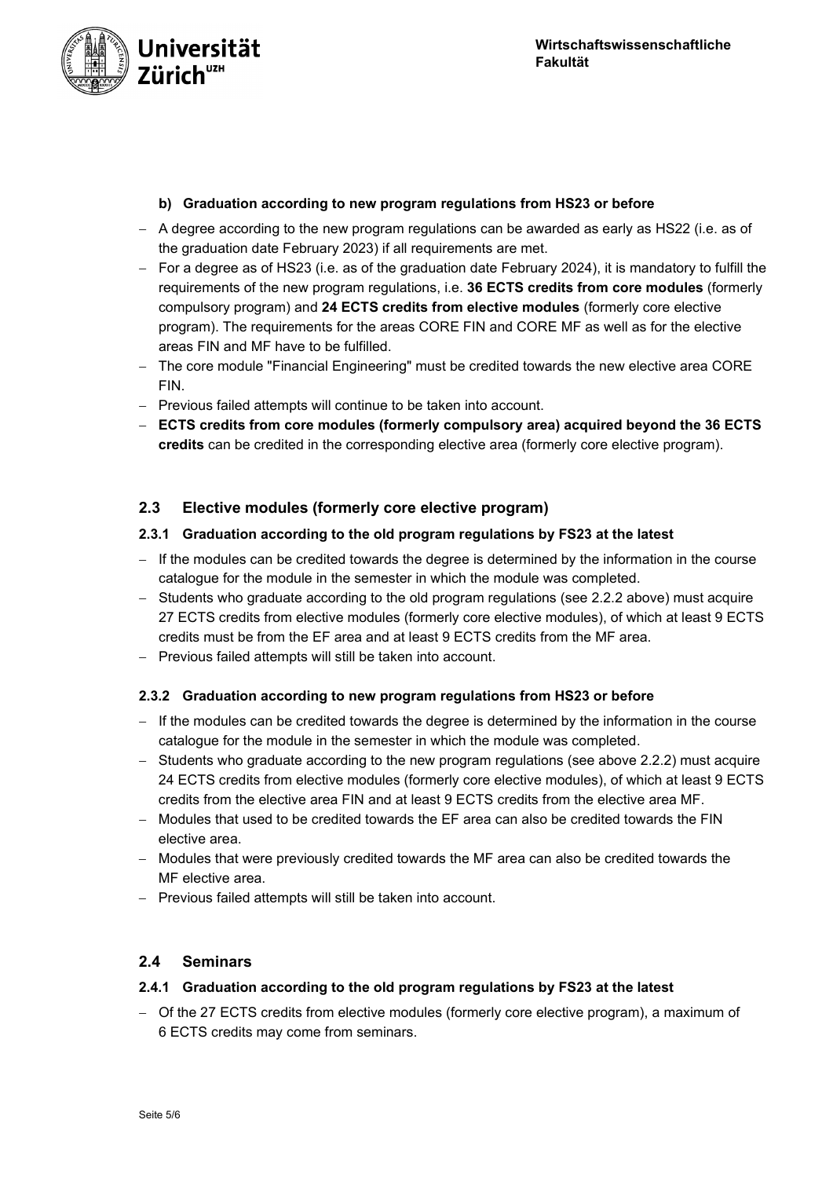#### b) Graduation according to new program regulations from HS23 or before

- A degree according to the new program regulations can be awarded as early as HS22 (i.e. as of the graduation date February 2023) if all requirements are met.
- For a degree as of HS23 (i.e. as of the graduation date February 2024), it is mandatory to fulfill the requirements of the new program regulations, i.e. **36 ECTS credits from core modules** (formerly compulsory program) and **24 ECTS credits from elective modules** (formerly core elective program). The requirements for the areas CORE FIN and CORE MF as well as for the elective areas FIN and MF have to be fulfilled.
- The core module "Financial Engineering" must be credited towards the new elective area CORE FIN.
- Previous failed attempts will continue to be taken into account.
- **ECTS credits from core modules (formerly compulsory area) acquired beyond the 36 ECTS credits** can be credited in the corresponding elective area (formerly core elective program).

## 2.3 Elective modules (formerly core elective program)

### 2.3.1 Graduation according to the old program regulations by FS23 at the latest

- If the modules can be credited towards the degree is determined by the information in the course catalogue for the module in the semester in which the module was completed.
- Students who graduate according to the old program regulations (see 2.2.2 above) must acquire 27 ECTS credits from elective modules (formerly core elective modules), of which at least 9 ECTS credits must be from the EF area and at least 9 ECTS credits from the MF area.
- Previous failed attempts will still be taken into account.

### 2.3.2 Graduation according to new program regulations from HS23 or before

- If the modules can be credited towards the degree is determined by the information in the course catalogue for the module in the semester in which the module was completed.
- Students who graduate according to the new program regulations (see above 2.2.2) must acquire 24 ECTS credits from elective modules (formerly core elective modules), of which at least 9 ECTS credits from the elective area FIN and at least 9 ECTS credits from the elective area MF.
- Modules that used to be credited towards the EF area can also be credited towards the FIN elective area.
- Modules that were previously credited towards the MF area can also be credited towards the MF elective area.
- Previous failed attempts will still be taken into account.

## 2.4 Seminars

### 2.4.1 Graduation according to the old program regulations by FS23 at the latest

- Of the 27 ECTS credits from elective modules (formerly core elective program), a maximum of 6 ECTS credits may come from seminars.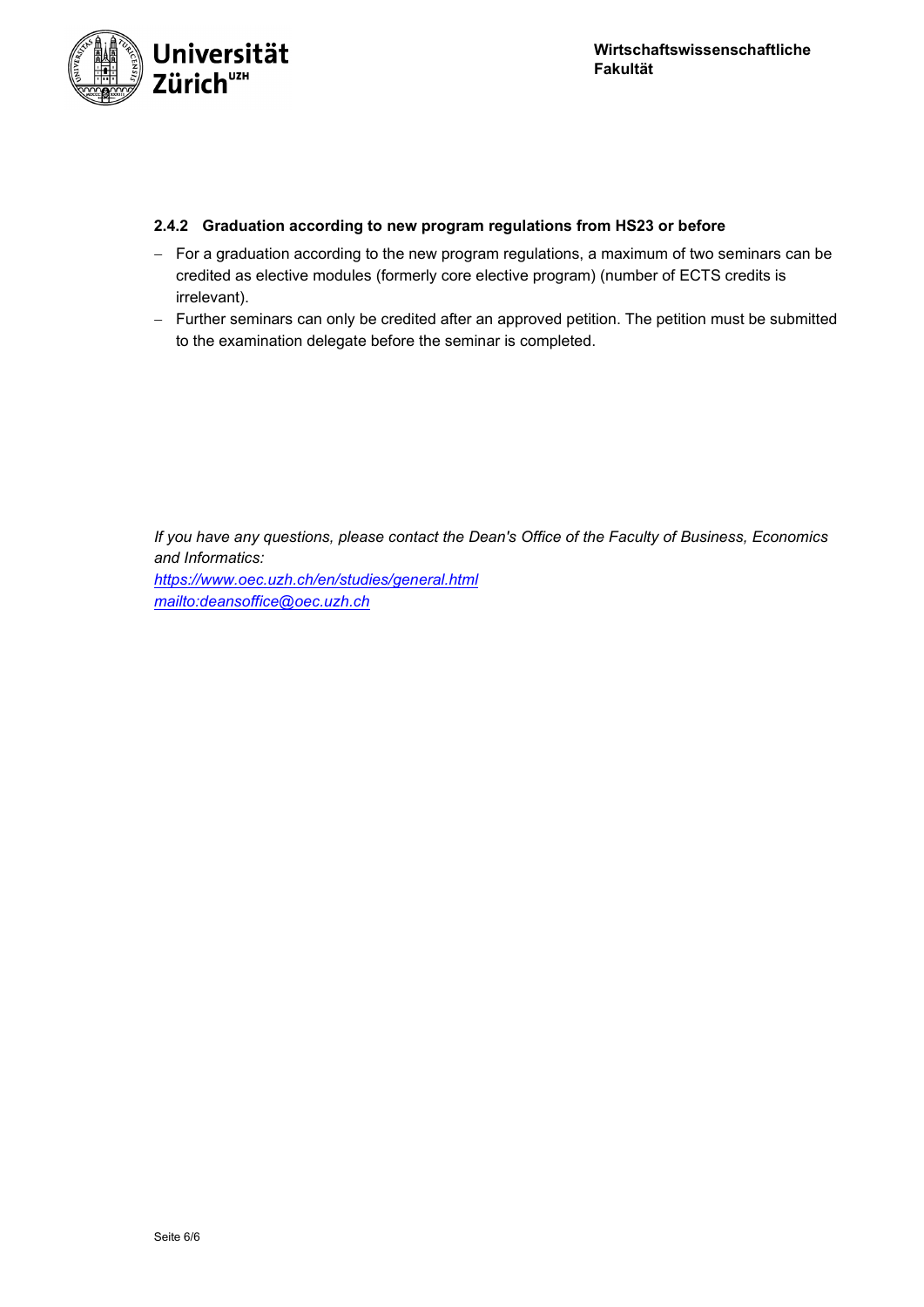### 2.4.2 Graduation according to new program regulations from HS23 or before

- For a graduation according to the new program regulations, a maximum of two seminars can be credited as elective modules (formerly core elective program) (number of ECTS credits is irrelevant).
- Further seminars can only be credited after an approved petition. The petition must be submitted to the examination delegate before the seminar is completed.

*If you have any questions, please contact the Dean's Office of the Faculty of Business, Economics and Informatics:*
*[https://www.oec.uzh.ch/en/studies/general.html](https://www.oec.uzh.ch/en/studies/general.html)*
*[mailto:deansoffice@oec.uzh.ch](mailto:deansoffice@oec.uzh.ch)*